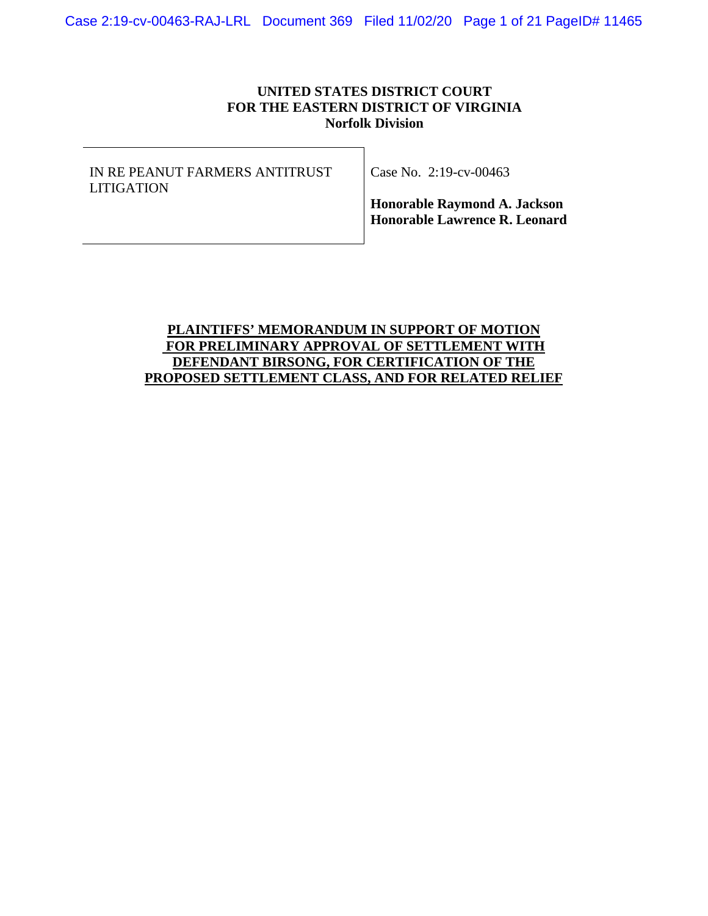**UNITED STATES DISTRICT COURT**
**FOR THE EASTERN DISTRICT OF VIRGINIA**
**Norfolk Division**

| | |
|---|---|
| IN RE PEANUT FARMERS ANTITRUST LITIGATION | Case No. 2:19-cv-00463<br><br>**Honorable Raymond A. Jackson**<br>**Honorable Lawrence R. Leonard** |

# PLAINTIFFS' MEMORANDUM IN SUPPORT OF MOTION FOR PRELIMINARY APPROVAL OF SETTLEMENT WITH DEFENDANT BIRSONG, FOR CERTIFICATION OF THE PROPOSED SETTLEMENT CLASS, AND FOR RELATED RELIEF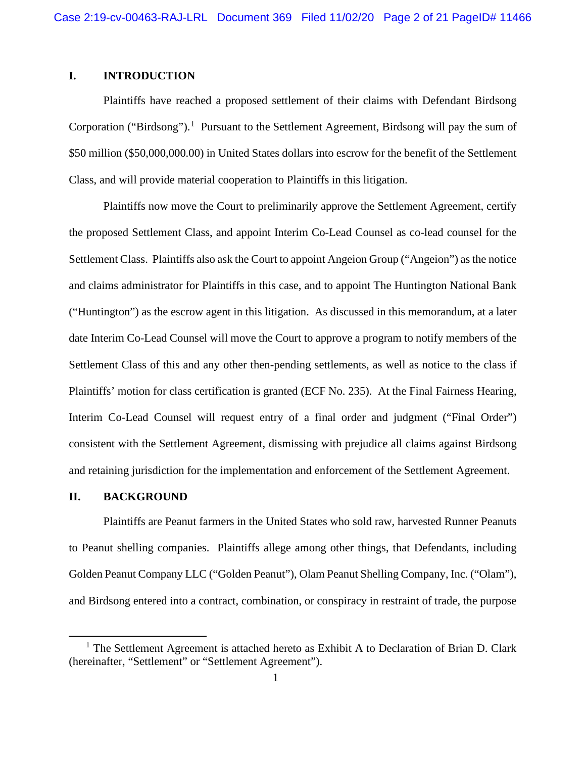## I. INTRODUCTION

Plaintiffs have reached a proposed settlement of their claims with Defendant Birdsong Corporation ("Birdsong").[1] Pursuant to the Settlement Agreement, Birdsong will pay the sum of $50 million ($50,000,000.00) in United States dollars into escrow for the benefit of the Settlement Class, and will provide material cooperation to Plaintiffs in this litigation.

Plaintiffs now move the Court to preliminarily approve the Settlement Agreement, certify the proposed Settlement Class, and appoint Interim Co-Lead Counsel as co-lead counsel for the Settlement Class. Plaintiffs also ask the Court to appoint Angeion Group ("Angeion") as the notice and claims administrator for Plaintiffs in this case, and to appoint The Huntington National Bank ("Huntington") as the escrow agent in this litigation. As discussed in this memorandum, at a later date Interim Co-Lead Counsel will move the Court to approve a program to notify members of the Settlement Class of this and any other then-pending settlements, as well as notice to the class if Plaintiffs' motion for class certification is granted (ECF No. 235). At the Final Fairness Hearing, Interim Co-Lead Counsel will request entry of a final order and judgment ("Final Order") consistent with the Settlement Agreement, dismissing with prejudice all claims against Birdsong and retaining jurisdiction for the implementation and enforcement of the Settlement Agreement.

## II. BACKGROUND

Plaintiffs are Peanut farmers in the United States who sold raw, harvested Runner Peanuts to Peanut shelling companies. Plaintiffs allege among other things, that Defendants, including Golden Peanut Company LLC ("Golden Peanut"), Olam Peanut Shelling Company, Inc. ("Olam"), and Birdsong entered into a contract, combination, or conspiracy in restraint of trade, the purpose

---

[1] The Settlement Agreement is attached hereto as Exhibit A to Declaration of Brian D. Clark (hereinafter, "Settlement" or "Settlement Agreement").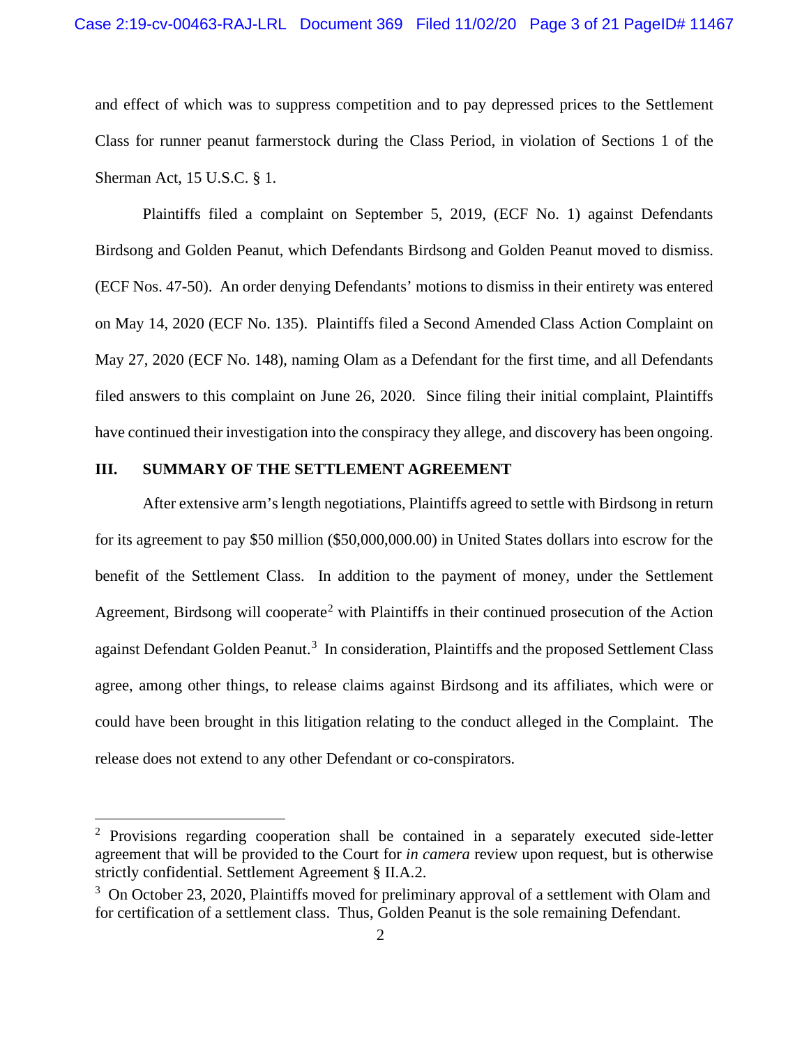and effect of which was to suppress competition and to pay depressed prices to the Settlement Class for runner peanut farmerstock during the Class Period, in violation of Sections 1 of the Sherman Act, 15 U.S.C. § 1.

Plaintiffs filed a complaint on September 5, 2019, (ECF No. 1) against Defendants Birdsong and Golden Peanut, which Defendants Birdsong and Golden Peanut moved to dismiss. (ECF Nos. 47-50). An order denying Defendants' motions to dismiss in their entirety was entered on May 14, 2020 (ECF No. 135). Plaintiffs filed a Second Amended Class Action Complaint on May 27, 2020 (ECF No. 148), naming Olam as a Defendant for the first time, and all Defendants filed answers to this complaint on June 26, 2020. Since filing their initial complaint, Plaintiffs have continued their investigation into the conspiracy they allege, and discovery has been ongoing.

## III. SUMMARY OF THE SETTLEMENT AGREEMENT

After extensive arm's length negotiations, Plaintiffs agreed to settle with Birdsong in return for its agreement to pay $50 million ($50,000,000.00) in United States dollars into escrow for the benefit of the Settlement Class. In addition to the payment of money, under the Settlement Agreement, Birdsong will cooperate[2] with Plaintiffs in their continued prosecution of the Action against Defendant Golden Peanut.[3] In consideration, Plaintiffs and the proposed Settlement Class agree, among other things, to release claims against Birdsong and its affiliates, which were or could have been brought in this litigation relating to the conduct alleged in the Complaint. The release does not extend to any other Defendant or co-conspirators.

---

[2] Provisions regarding cooperation shall be contained in a separately executed side-letter agreement that will be provided to the Court for *in camera* review upon request, but is otherwise strictly confidential. Settlement Agreement § II.A.2.

[3] On October 23, 2020, Plaintiffs moved for preliminary approval of a settlement with Olam and for certification of a settlement class. Thus, Golden Peanut is the sole remaining Defendant.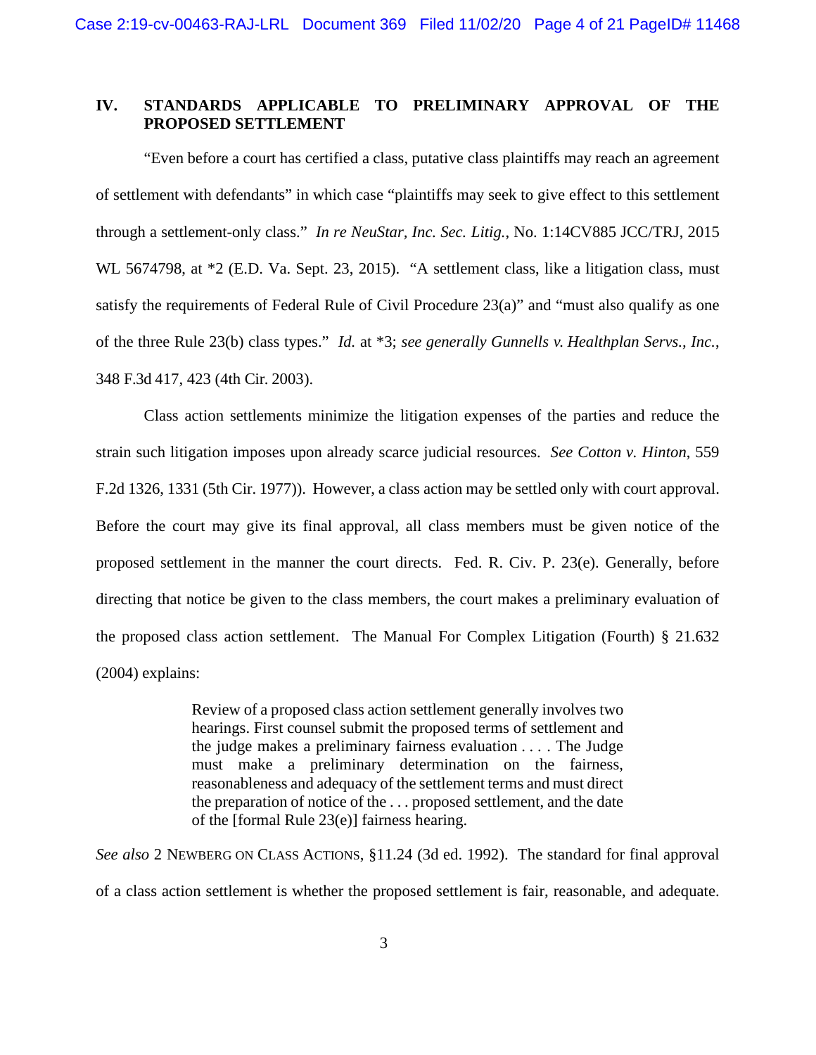## IV. STANDARDS APPLICABLE TO PRELIMINARY APPROVAL OF THE PROPOSED SETTLEMENT

"Even before a court has certified a class, putative class plaintiffs may reach an agreement of settlement with defendants" in which case "plaintiffs may seek to give effect to this settlement through a settlement-only class." *In re NeuStar, Inc. Sec. Litig.*, No. 1:14CV885 JCC/TRJ, 2015 WL 5674798, at *2 (E.D. Va. Sept. 23, 2015). "A settlement class, like a litigation class, must satisfy the requirements of Federal Rule of Civil Procedure 23(a)" and "must also qualify as one of the three Rule 23(b) class types." *Id.* at *3; *see generally Gunnells v. Healthplan Servs., Inc.*, 348 F.3d 417, 423 (4th Cir. 2003).

Class action settlements minimize the litigation expenses of the parties and reduce the strain such litigation imposes upon already scarce judicial resources. *See Cotton v. Hinton*, 559 F.2d 1326, 1331 (5th Cir. 1977)). However, a class action may be settled only with court approval. Before the court may give its final approval, all class members must be given notice of the proposed settlement in the manner the court directs. Fed. R. Civ. P. 23(e). Generally, before directing that notice be given to the class members, the court makes a preliminary evaluation of the proposed class action settlement. The Manual For Complex Litigation (Fourth) § 21.632 (2004) explains:

> Review of a proposed class action settlement generally involves two hearings. First counsel submit the proposed terms of settlement and the judge makes a preliminary fairness evaluation . . . . The Judge must make a preliminary determination on the fairness, reasonableness and adequacy of the settlement terms and must direct the preparation of notice of the . . . proposed settlement, and the date of the [formal Rule 23(e)] fairness hearing.

*See also* 2 NEWBERG ON CLASS ACTIONS, §11.24 (3d ed. 1992). The standard for final approval of a class action settlement is whether the proposed settlement is fair, reasonable, and adequate.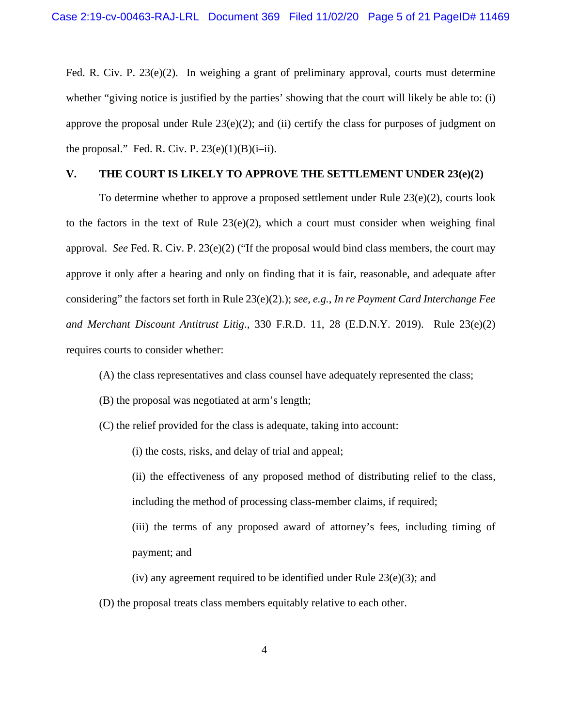Fed. R. Civ. P. 23(e)(2). In weighing a grant of preliminary approval, courts must determine whether "giving notice is justified by the parties' showing that the court will likely be able to: (i) approve the proposal under Rule 23(e)(2); and (ii) certify the class for purposes of judgment on the proposal." Fed. R. Civ. P. 23(e)(1)(B)(i–ii).

## V. THE COURT IS LIKELY TO APPROVE THE SETTLEMENT UNDER 23(e)(2)

To determine whether to approve a proposed settlement under Rule 23(e)(2), courts look to the factors in the text of Rule 23(e)(2), which a court must consider when weighing final approval. *See* Fed. R. Civ. P. 23(e)(2) ("If the proposal would bind class members, the court may approve it only after a hearing and only on finding that it is fair, reasonable, and adequate after considering" the factors set forth in Rule 23(e)(2).); *see, e.g.*, *In re Payment Card Interchange Fee and Merchant Discount Antitrust Litig*., 330 F.R.D. 11, 28 (E.D.N.Y. 2019). Rule 23(e)(2) requires courts to consider whether:

(A) the class representatives and class counsel have adequately represented the class;

(B) the proposal was negotiated at arm's length;

(C) the relief provided for the class is adequate, taking into account:

> (i) the costs, risks, and delay of trial and appeal;
>
> (ii) the effectiveness of any proposed method of distributing relief to the class, including the method of processing class-member claims, if required;
>
> (iii) the terms of any proposed award of attorney's fees, including timing of payment; and
>
> (iv) any agreement required to be identified under Rule 23(e)(3); and

(D) the proposal treats class members equitably relative to each other.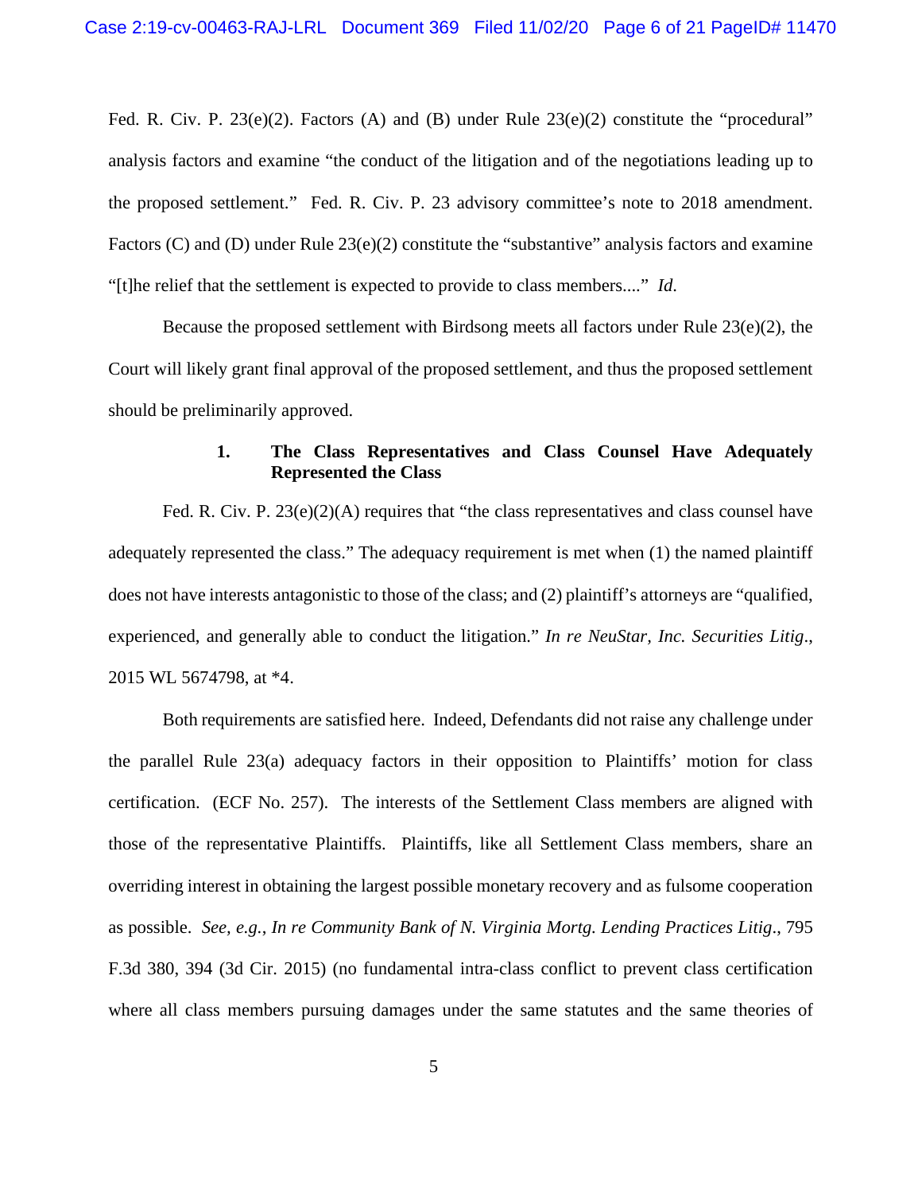Fed. R. Civ. P. 23(e)(2). Factors (A) and (B) under Rule 23(e)(2) constitute the "procedural" analysis factors and examine "the conduct of the litigation and of the negotiations leading up to the proposed settlement." Fed. R. Civ. P. 23 advisory committee's note to 2018 amendment. Factors (C) and (D) under Rule 23(e)(2) constitute the "substantive" analysis factors and examine "[t]he relief that the settlement is expected to provide to class members...." *Id*.

Because the proposed settlement with Birdsong meets all factors under Rule 23(e)(2), the Court will likely grant final approval of the proposed settlement, and thus the proposed settlement should be preliminarily approved.

#### 1. The Class Representatives and Class Counsel Have Adequately Represented the Class

Fed. R. Civ. P. 23(e)(2)(A) requires that "the class representatives and class counsel have adequately represented the class." The adequacy requirement is met when (1) the named plaintiff does not have interests antagonistic to those of the class; and (2) plaintiff's attorneys are "qualified, experienced, and generally able to conduct the litigation." *In re NeuStar, Inc. Securities Litig*., 2015 WL 5674798, at *4.

Both requirements are satisfied here. Indeed, Defendants did not raise any challenge under the parallel Rule 23(a) adequacy factors in their opposition to Plaintiffs' motion for class certification. (ECF No. 257). The interests of the Settlement Class members are aligned with those of the representative Plaintiffs. Plaintiffs, like all Settlement Class members, share an overriding interest in obtaining the largest possible monetary recovery and as fulsome cooperation as possible. *See, e.g.*, *In re Community Bank of N. Virginia Mortg. Lending Practices Litig*., 795 F.3d 380, 394 (3d Cir. 2015) (no fundamental intra-class conflict to prevent class certification where all class members pursuing damages under the same statutes and the same theories of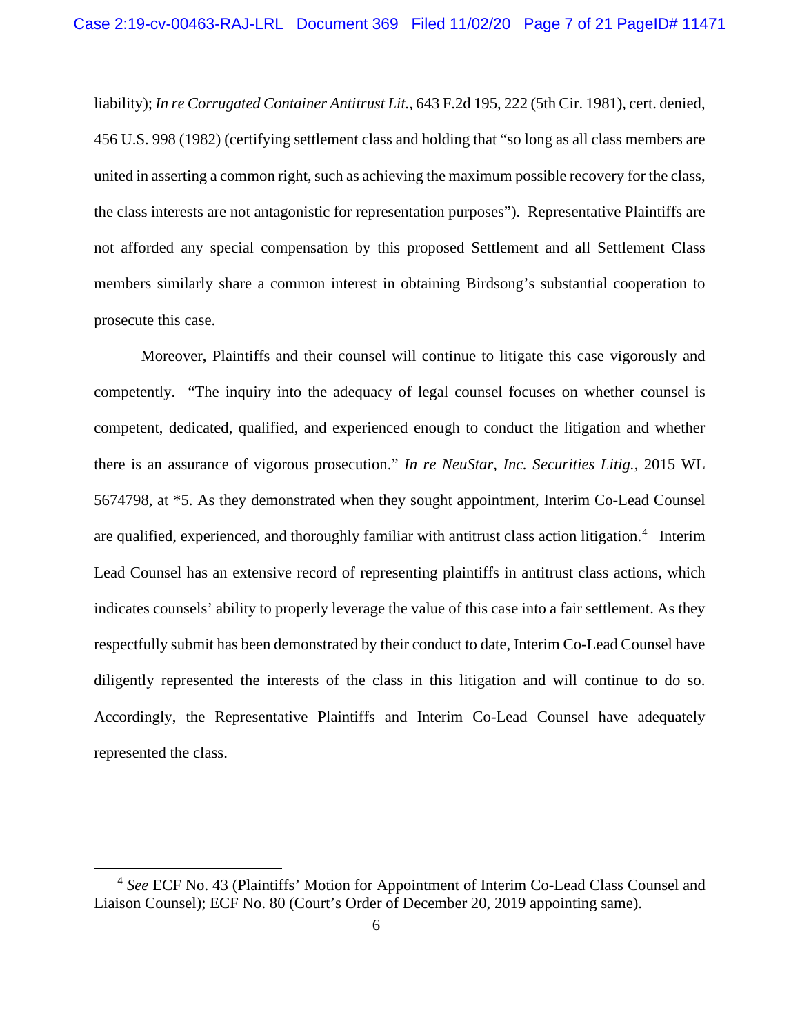liability); *In re Corrugated Container Antitrust Lit.*, 643 F.2d 195, 222 (5th Cir. 1981), cert. denied, 456 U.S. 998 (1982) (certifying settlement class and holding that "so long as all class members are united in asserting a common right, such as achieving the maximum possible recovery for the class, the class interests are not antagonistic for representation purposes"). Representative Plaintiffs are not afforded any special compensation by this proposed Settlement and all Settlement Class members similarly share a common interest in obtaining Birdsong's substantial cooperation to prosecute this case.

Moreover, Plaintiffs and their counsel will continue to litigate this case vigorously and competently. "The inquiry into the adequacy of legal counsel focuses on whether counsel is competent, dedicated, qualified, and experienced enough to conduct the litigation and whether there is an assurance of vigorous prosecution." *In re NeuStar, Inc. Securities Litig.*, 2015 WL 5674798, at *5. As they demonstrated when they sought appointment, Interim Co-Lead Counsel are qualified, experienced, and thoroughly familiar with antitrust class action litigation.[4] Interim Lead Counsel has an extensive record of representing plaintiffs in antitrust class actions, which indicates counsels' ability to properly leverage the value of this case into a fair settlement. As they respectfully submit has been demonstrated by their conduct to date, Interim Co-Lead Counsel have diligently represented the interests of the class in this litigation and will continue to do so. Accordingly, the Representative Plaintiffs and Interim Co-Lead Counsel have adequately represented the class.

---

[4] *See* ECF No. 43 (Plaintiffs' Motion for Appointment of Interim Co-Lead Class Counsel and Liaison Counsel); ECF No. 80 (Court's Order of December 20, 2019 appointing same).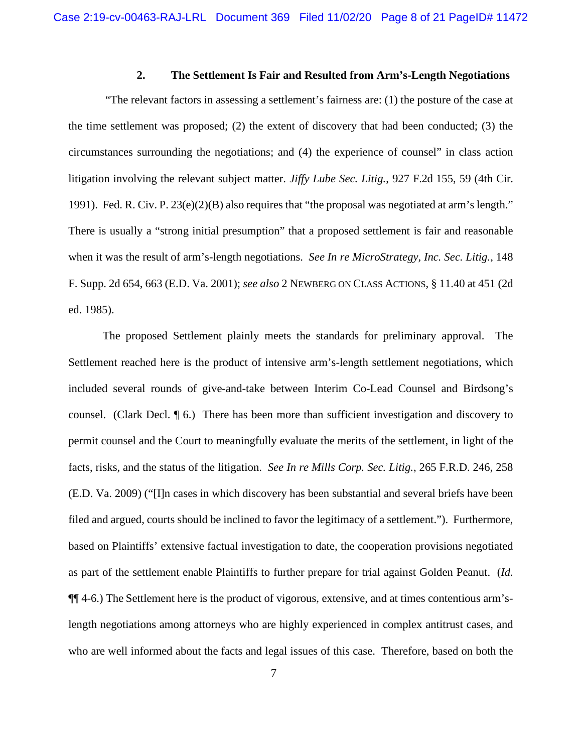### 2. The Settlement Is Fair and Resulted from Arm's-Length Negotiations

"The relevant factors in assessing a settlement's fairness are: (1) the posture of the case at the time settlement was proposed; (2) the extent of discovery that had been conducted; (3) the circumstances surrounding the negotiations; and (4) the experience of counsel" in class action litigation involving the relevant subject matter. *Jiffy Lube Sec. Litig.*, 927 F.2d 155, 59 (4th Cir. 1991). Fed. R. Civ. P. 23(e)(2)(B) also requires that "the proposal was negotiated at arm's length." There is usually a "strong initial presumption" that a proposed settlement is fair and reasonable when it was the result of arm's-length negotiations. *See In re MicroStrategy, Inc. Sec. Litig.*, 148 F. Supp. 2d 654, 663 (E.D. Va. 2001); *see also* 2 NEWBERG ON CLASS ACTIONS, § 11.40 at 451 (2d ed. 1985).

The proposed Settlement plainly meets the standards for preliminary approval. The Settlement reached here is the product of intensive arm's-length settlement negotiations, which included several rounds of give-and-take between Interim Co-Lead Counsel and Birdsong's counsel. (Clark Decl. ¶ 6.) There has been more than sufficient investigation and discovery to permit counsel and the Court to meaningfully evaluate the merits of the settlement, in light of the facts, risks, and the status of the litigation. *See In re Mills Corp. Sec. Litig.*, 265 F.R.D. 246, 258 (E.D. Va. 2009) ("[I]n cases in which discovery has been substantial and several briefs have been filed and argued, courts should be inclined to favor the legitimacy of a settlement."). Furthermore, based on Plaintiffs' extensive factual investigation to date, the cooperation provisions negotiated as part of the settlement enable Plaintiffs to further prepare for trial against Golden Peanut. (*Id.* ¶¶ 4-6.) The Settlement here is the product of vigorous, extensive, and at times contentious arm's-length negotiations among attorneys who are highly experienced in complex antitrust cases, and who are well informed about the facts and legal issues of this case. Therefore, based on both the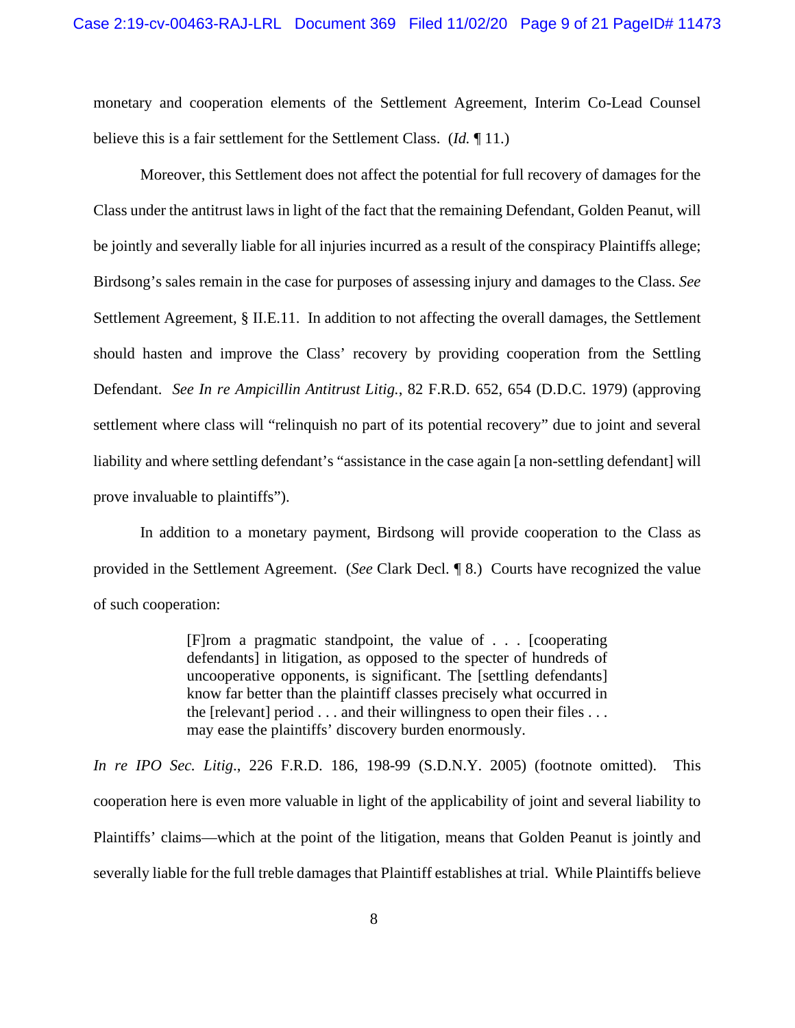monetary and cooperation elements of the Settlement Agreement, Interim Co-Lead Counsel believe this is a fair settlement for the Settlement Class. (*Id.* ¶ 11.)

Moreover, this Settlement does not affect the potential for full recovery of damages for the Class under the antitrust laws in light of the fact that the remaining Defendant, Golden Peanut, will be jointly and severally liable for all injuries incurred as a result of the conspiracy Plaintiffs allege; Birdsong's sales remain in the case for purposes of assessing injury and damages to the Class. *See* Settlement Agreement, § II.E.11. In addition to not affecting the overall damages, the Settlement should hasten and improve the Class' recovery by providing cooperation from the Settling Defendant. *See In re Ampicillin Antitrust Litig.*, 82 F.R.D. 652, 654 (D.D.C. 1979) (approving settlement where class will "relinquish no part of its potential recovery" due to joint and several liability and where settling defendant's "assistance in the case again [a non-settling defendant] will prove invaluable to plaintiffs").

In addition to a monetary payment, Birdsong will provide cooperation to the Class as provided in the Settlement Agreement. (*See* Clark Decl. ¶ 8.) Courts have recognized the value of such cooperation:

> [F]rom a pragmatic standpoint, the value of . . . [cooperating defendants] in litigation, as opposed to the specter of hundreds of uncooperative opponents, is significant. The [settling defendants] know far better than the plaintiff classes precisely what occurred in the [relevant] period . . . and their willingness to open their files . . . may ease the plaintiffs' discovery burden enormously.

*In re IPO Sec. Litig*., 226 F.R.D. 186, 198-99 (S.D.N.Y. 2005) (footnote omitted). This cooperation here is even more valuable in light of the applicability of joint and several liability to Plaintiffs' claims—which at the point of the litigation, means that Golden Peanut is jointly and severally liable for the full treble damages that Plaintiff establishes at trial. While Plaintiffs believe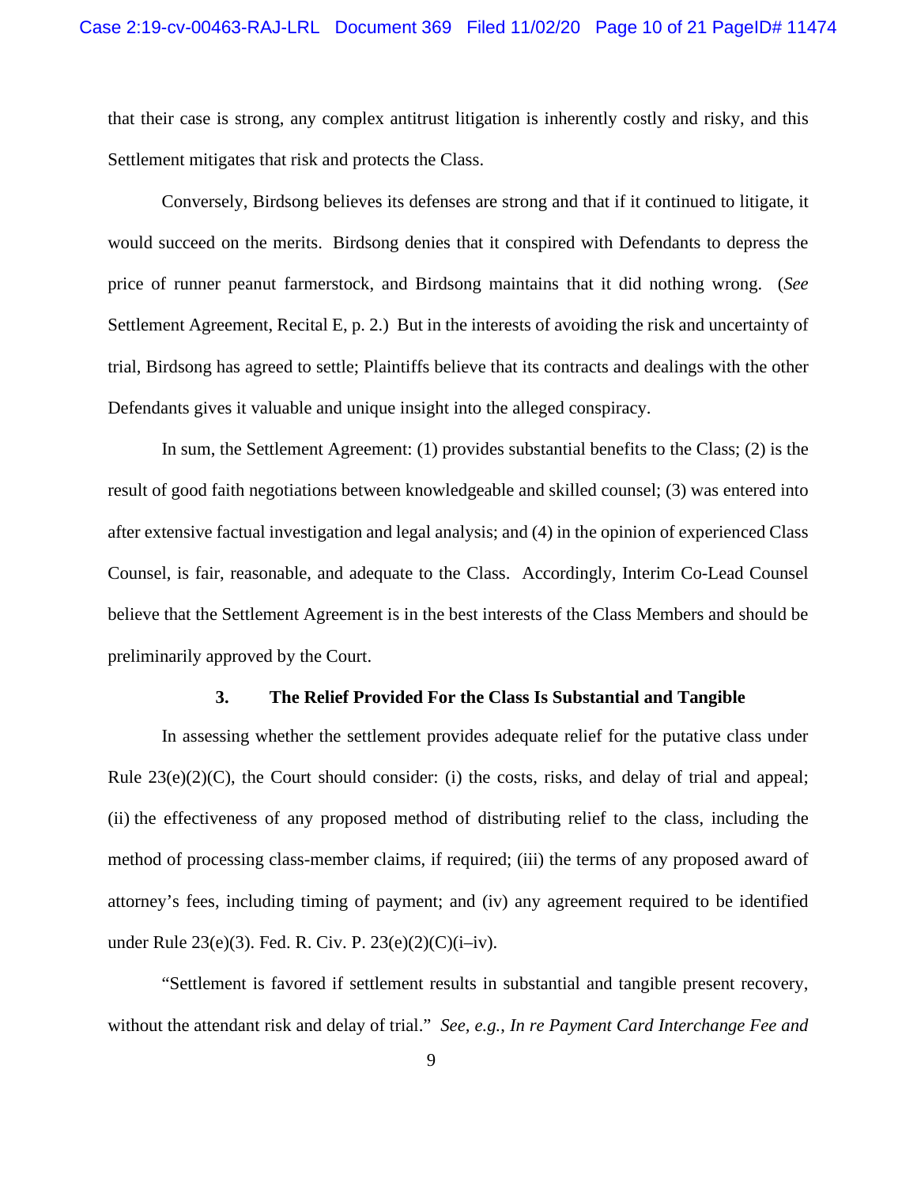that their case is strong, any complex antitrust litigation is inherently costly and risky, and this Settlement mitigates that risk and protects the Class.

Conversely, Birdsong believes its defenses are strong and that if it continued to litigate, it would succeed on the merits. Birdsong denies that it conspired with Defendants to depress the price of runner peanut farmerstock, and Birdsong maintains that it did nothing wrong. (*See* Settlement Agreement, Recital E, p. 2.) But in the interests of avoiding the risk and uncertainty of trial, Birdsong has agreed to settle; Plaintiffs believe that its contracts and dealings with the other Defendants gives it valuable and unique insight into the alleged conspiracy.

In sum, the Settlement Agreement: (1) provides substantial benefits to the Class; (2) is the result of good faith negotiations between knowledgeable and skilled counsel; (3) was entered into after extensive factual investigation and legal analysis; and (4) in the opinion of experienced Class Counsel, is fair, reasonable, and adequate to the Class. Accordingly, Interim Co-Lead Counsel believe that the Settlement Agreement is in the best interests of the Class Members and should be preliminarily approved by the Court.

### 3. The Relief Provided For the Class Is Substantial and Tangible

In assessing whether the settlement provides adequate relief for the putative class under Rule 23(e)(2)(C), the Court should consider: (i) the costs, risks, and delay of trial and appeal; (ii) the effectiveness of any proposed method of distributing relief to the class, including the method of processing class-member claims, if required; (iii) the terms of any proposed award of attorney's fees, including timing of payment; and (iv) any agreement required to be identified under Rule 23(e)(3). Fed. R. Civ. P. 23(e)(2)(C)(i–iv).

"Settlement is favored if settlement results in substantial and tangible present recovery, without the attendant risk and delay of trial." *See, e.g.*, *In re Payment Card Interchange Fee and*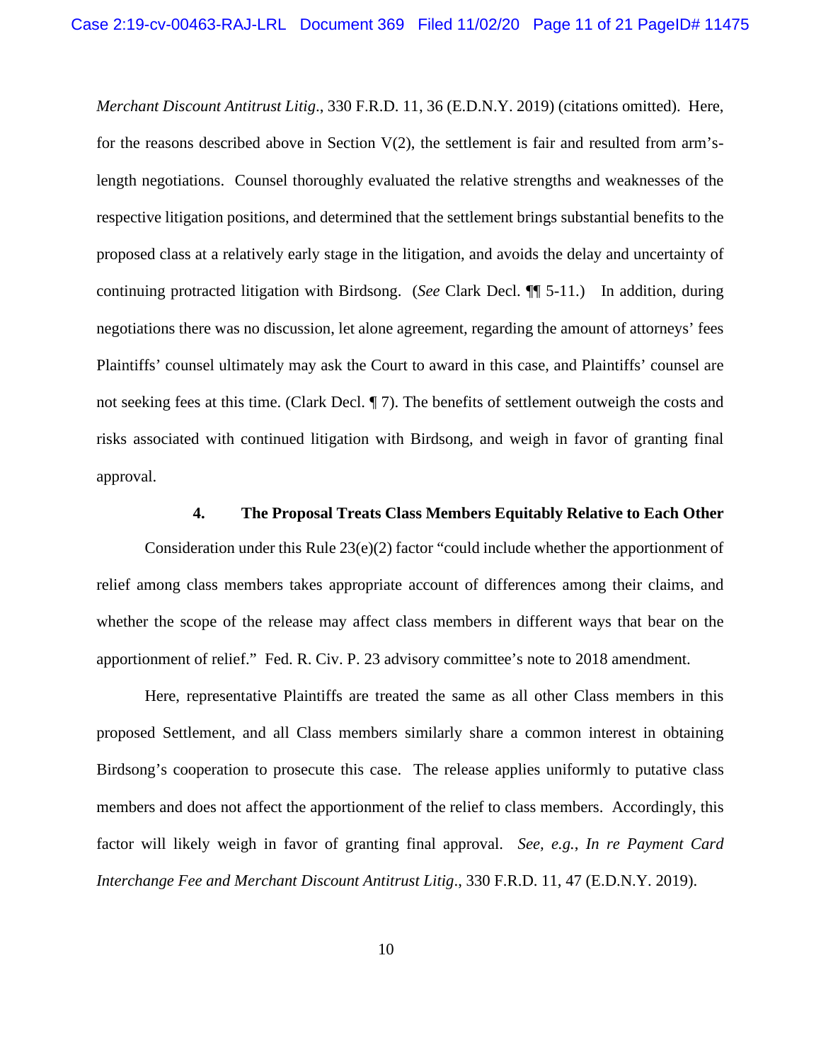*Merchant Discount Antitrust Litig*., 330 F.R.D. 11, 36 (E.D.N.Y. 2019) (citations omitted). Here, for the reasons described above in Section V(2), the settlement is fair and resulted from arm's-length negotiations. Counsel thoroughly evaluated the relative strengths and weaknesses of the respective litigation positions, and determined that the settlement brings substantial benefits to the proposed class at a relatively early stage in the litigation, and avoids the delay and uncertainty of continuing protracted litigation with Birdsong. (*See* Clark Decl. ¶¶ 5-11.) In addition, during negotiations there was no discussion, let alone agreement, regarding the amount of attorneys' fees Plaintiffs' counsel ultimately may ask the Court to award in this case, and Plaintiffs' counsel are not seeking fees at this time. (Clark Decl. ¶ 7). The benefits of settlement outweigh the costs and risks associated with continued litigation with Birdsong, and weigh in favor of granting final approval.

### 4. The Proposal Treats Class Members Equitably Relative to Each Other

Consideration under this Rule 23(e)(2) factor "could include whether the apportionment of relief among class members takes appropriate account of differences among their claims, and whether the scope of the release may affect class members in different ways that bear on the apportionment of relief." Fed. R. Civ. P. 23 advisory committee's note to 2018 amendment.

Here, representative Plaintiffs are treated the same as all other Class members in this proposed Settlement, and all Class members similarly share a common interest in obtaining Birdsong's cooperation to prosecute this case. The release applies uniformly to putative class members and does not affect the apportionment of the relief to class members. Accordingly, this factor will likely weigh in favor of granting final approval. *See, e.g.*, *In re Payment Card Interchange Fee and Merchant Discount Antitrust Litig*., 330 F.R.D. 11, 47 (E.D.N.Y. 2019).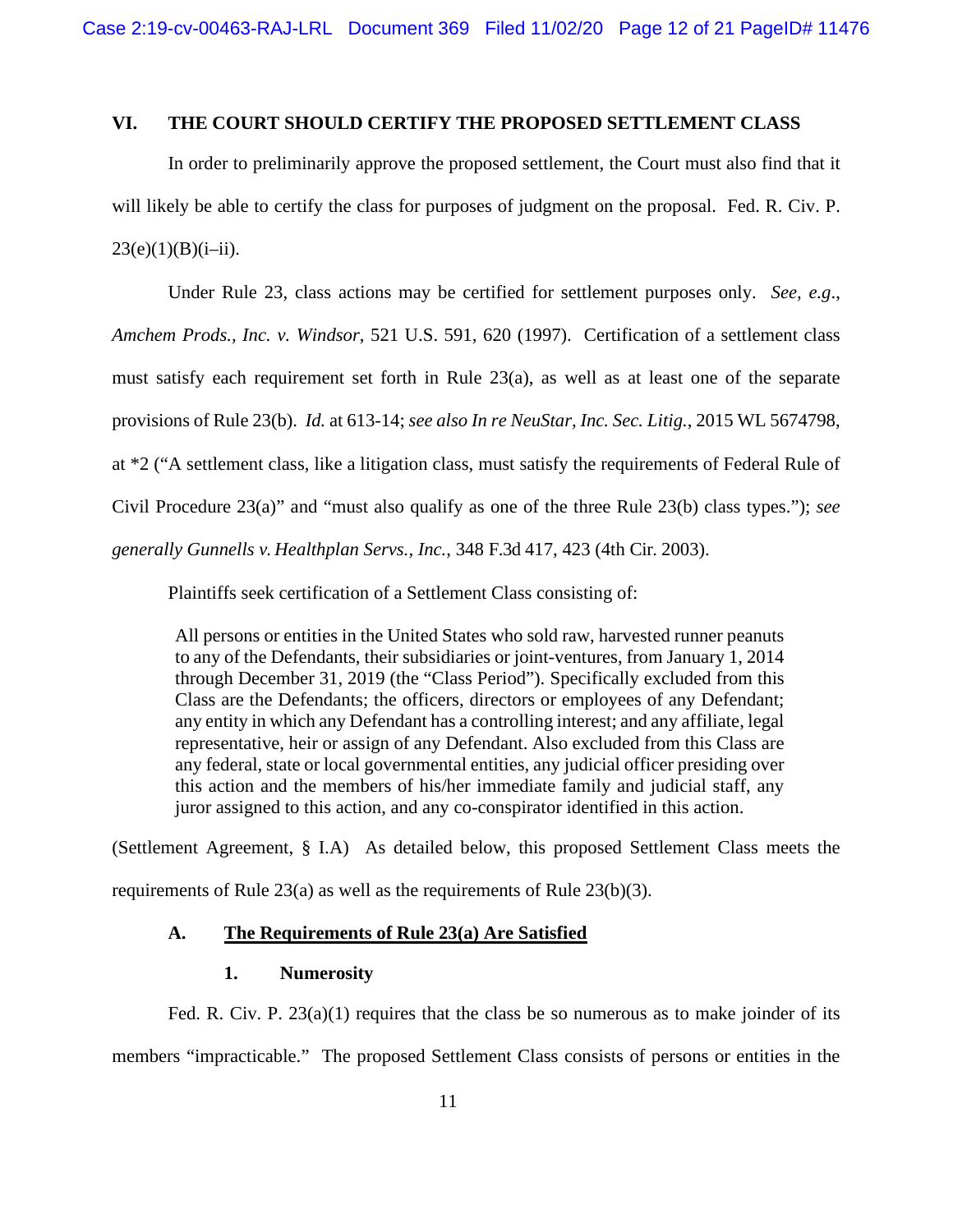## VI. THE COURT SHOULD CERTIFY THE PROPOSED SETTLEMENT CLASS

In order to preliminarily approve the proposed settlement, the Court must also find that it will likely be able to certify the class for purposes of judgment on the proposal. Fed. R. Civ. P. 23(e)(1)(B)(i–ii).

Under Rule 23, class actions may be certified for settlement purposes only. *See, e.g.*, *Amchem Prods., Inc. v. Windsor*, 521 U.S. 591, 620 (1997). Certification of a settlement class must satisfy each requirement set forth in Rule 23(a), as well as at least one of the separate provisions of Rule 23(b). *Id.* at 613-14; *see also In re NeuStar, Inc. Sec. Litig.*, 2015 WL 5674798, at *2 ("A settlement class, like a litigation class, must satisfy the requirements of Federal Rule of Civil Procedure 23(a)" and "must also qualify as one of the three Rule 23(b) class types."); *see generally Gunnells v. Healthplan Servs., Inc.*, 348 F.3d 417, 423 (4th Cir. 2003).

Plaintiffs seek certification of a Settlement Class consisting of:

> All persons or entities in the United States who sold raw, harvested runner peanuts to any of the Defendants, their subsidiaries or joint-ventures, from January 1, 2014 through December 31, 2019 (the "Class Period"). Specifically excluded from this Class are the Defendants; the officers, directors or employees of any Defendant; any entity in which any Defendant has a controlling interest; and any affiliate, legal representative, heir or assign of any Defendant. Also excluded from this Class are any federal, state or local governmental entities, any judicial officer presiding over this action and the members of his/her immediate family and judicial staff, any juror assigned to this action, and any co-conspirator identified in this action.

(Settlement Agreement, § I.A) As detailed below, this proposed Settlement Class meets the requirements of Rule 23(a) as well as the requirements of Rule 23(b)(3).

### A. The Requirements of Rule 23(a) Are Satisfied

#### 1. Numerosity

Fed. R. Civ. P. 23(a)(1) requires that the class be so numerous as to make joinder of its members "impracticable." The proposed Settlement Class consists of persons or entities in the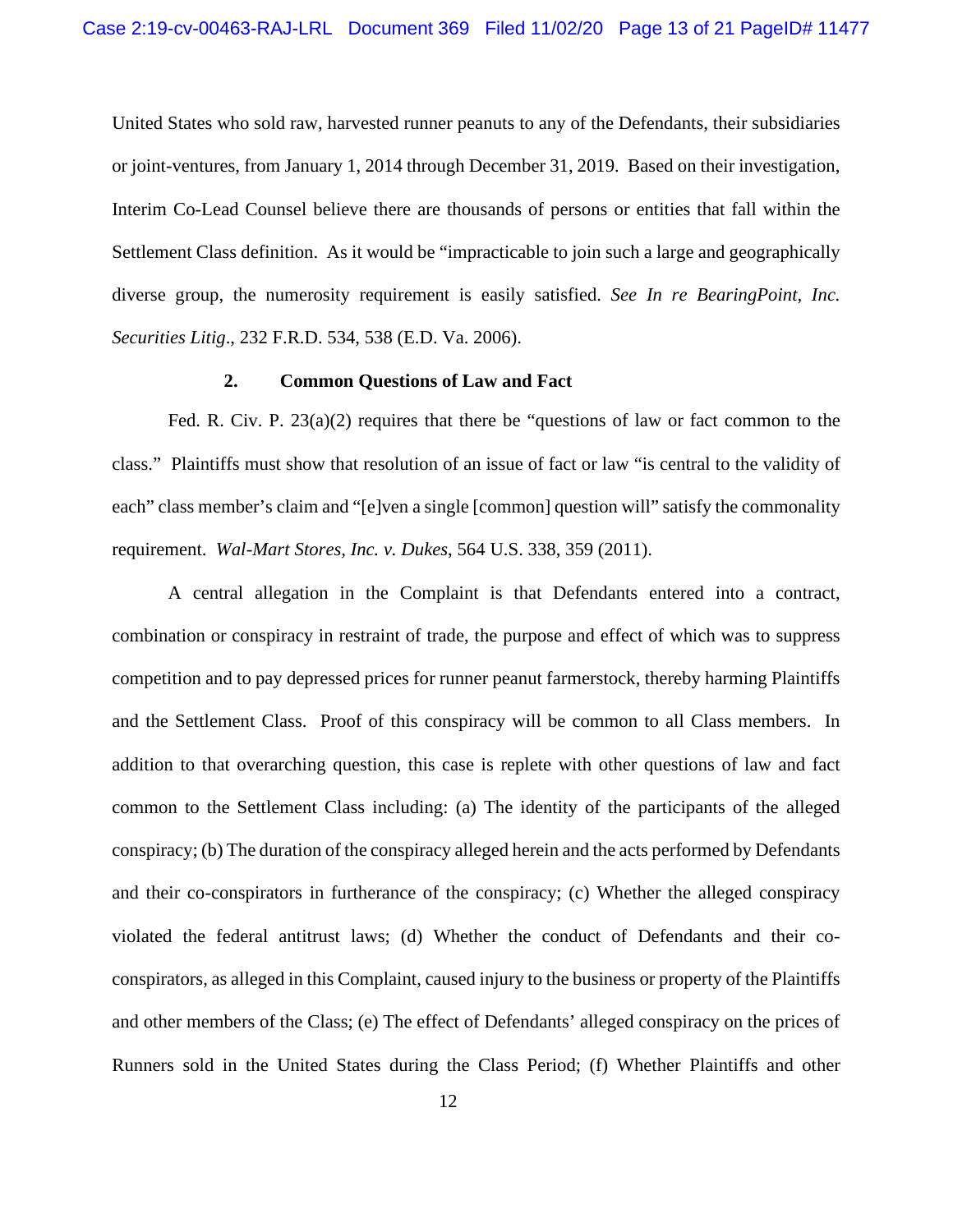United States who sold raw, harvested runner peanuts to any of the Defendants, their subsidiaries or joint-ventures, from January 1, 2014 through December 31, 2019. Based on their investigation, Interim Co-Lead Counsel believe there are thousands of persons or entities that fall within the Settlement Class definition. As it would be "impracticable to join such a large and geographically diverse group, the numerosity requirement is easily satisfied. *See In re BearingPoint, Inc. Securities Litig*., 232 F.R.D. 534, 538 (E.D. Va. 2006).

### 2. Common Questions of Law and Fact

Fed. R. Civ. P. 23(a)(2) requires that there be "questions of law or fact common to the class." Plaintiffs must show that resolution of an issue of fact or law "is central to the validity of each" class member's claim and "[e]ven a single [common] question will" satisfy the commonality requirement. *Wal-Mart Stores, Inc. v. Dukes*, 564 U.S. 338, 359 (2011).

A central allegation in the Complaint is that Defendants entered into a contract, combination or conspiracy in restraint of trade, the purpose and effect of which was to suppress competition and to pay depressed prices for runner peanut farmerstock, thereby harming Plaintiffs and the Settlement Class. Proof of this conspiracy will be common to all Class members. In addition to that overarching question, this case is replete with other questions of law and fact common to the Settlement Class including: (a) The identity of the participants of the alleged conspiracy; (b) The duration of the conspiracy alleged herein and the acts performed by Defendants and their co-conspirators in furtherance of the conspiracy; (c) Whether the alleged conspiracy violated the federal antitrust laws; (d) Whether the conduct of Defendants and their co-conspirators, as alleged in this Complaint, caused injury to the business or property of the Plaintiffs and other members of the Class; (e) The effect of Defendants' alleged conspiracy on the prices of Runners sold in the United States during the Class Period; (f) Whether Plaintiffs and other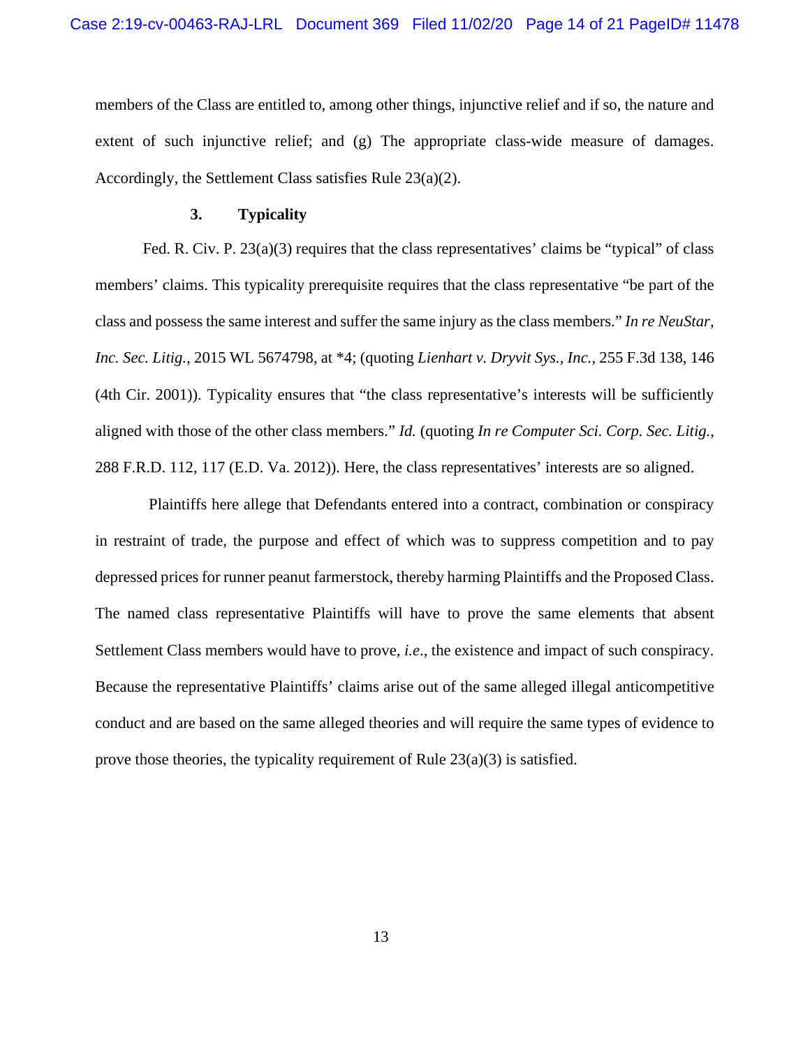members of the Class are entitled to, among other things, injunctive relief and if so, the nature and extent of such injunctive relief; and (g) The appropriate class-wide measure of damages. Accordingly, the Settlement Class satisfies Rule 23(a)(2).

### 3. Typicality

Fed. R. Civ. P. 23(a)(3) requires that the class representatives' claims be "typical" of class members' claims. This typicality prerequisite requires that the class representative "be part of the class and possess the same interest and suffer the same injury as the class members." *In re NeuStar, Inc. Sec. Litig.*, 2015 WL 5674798, at *4; (quoting *Lienhart v. Dryvit Sys., Inc.*, 255 F.3d 138, 146 (4th Cir. 2001)). Typicality ensures that "the class representative's interests will be sufficiently aligned with those of the other class members." *Id.* (quoting *In re Computer Sci. Corp. Sec. Litig.*, 288 F.R.D. 112, 117 (E.D. Va. 2012)). Here, the class representatives' interests are so aligned.

Plaintiffs here allege that Defendants entered into a contract, combination or conspiracy in restraint of trade, the purpose and effect of which was to suppress competition and to pay depressed prices for runner peanut farmerstock, thereby harming Plaintiffs and the Proposed Class. The named class representative Plaintiffs will have to prove the same elements that absent Settlement Class members would have to prove, *i.e*., the existence and impact of such conspiracy. Because the representative Plaintiffs' claims arise out of the same alleged illegal anticompetitive conduct and are based on the same alleged theories and will require the same types of evidence to prove those theories, the typicality requirement of Rule 23(a)(3) is satisfied.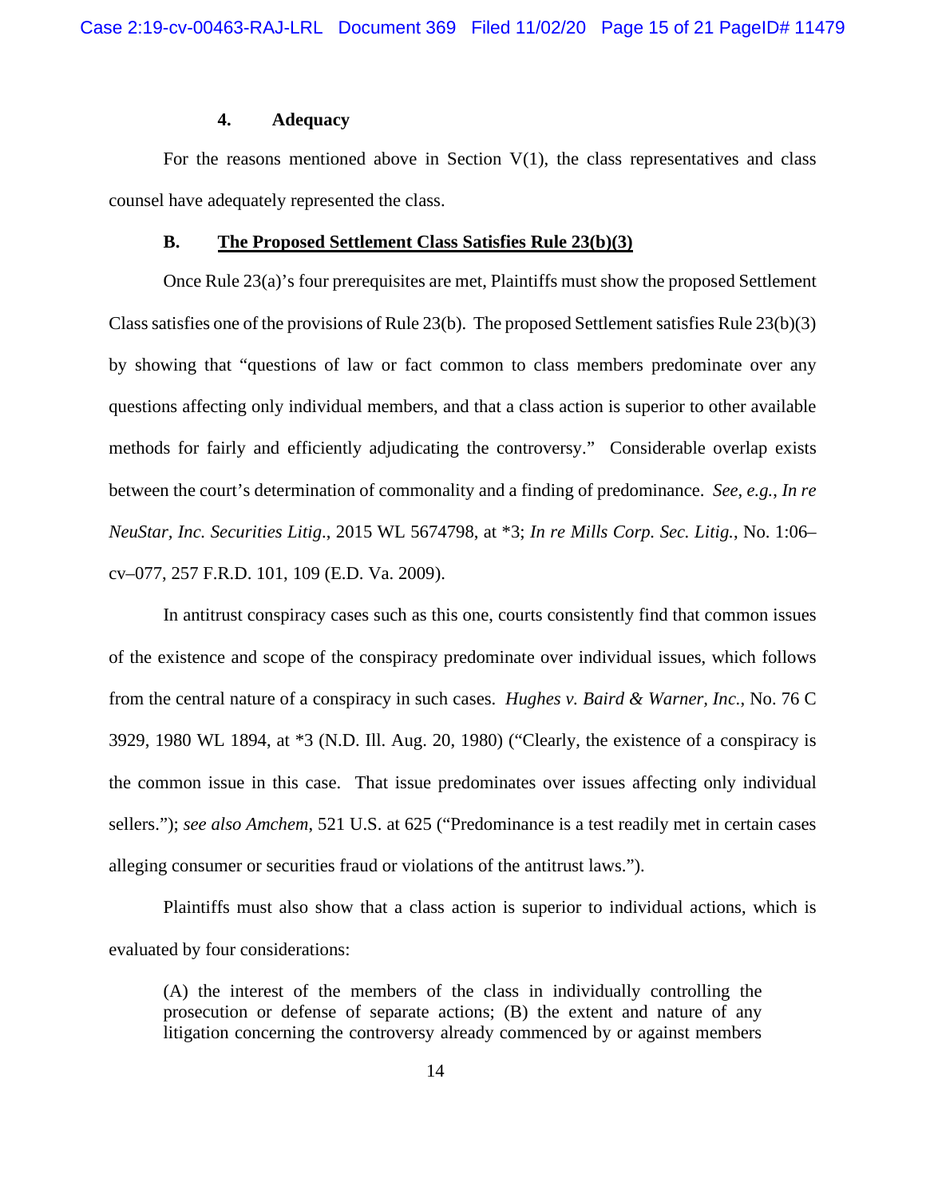#### 4. Adequacy

For the reasons mentioned above in Section V(1), the class representatives and class counsel have adequately represented the class.

### B. The Proposed Settlement Class Satisfies Rule 23(b)(3)

Once Rule 23(a)'s four prerequisites are met, Plaintiffs must show the proposed Settlement Class satisfies one of the provisions of Rule 23(b). The proposed Settlement satisfies Rule 23(b)(3) by showing that "questions of law or fact common to class members predominate over any questions affecting only individual members, and that a class action is superior to other available methods for fairly and efficiently adjudicating the controversy." Considerable overlap exists between the court's determination of commonality and a finding of predominance. *See, e.g.*, *In re NeuStar, Inc. Securities Litig*., 2015 WL 5674798, at *3; *In re Mills Corp. Sec. Litig.*, No. 1:06–cv–077, 257 F.R.D. 101, 109 (E.D. Va. 2009).

In antitrust conspiracy cases such as this one, courts consistently find that common issues of the existence and scope of the conspiracy predominate over individual issues, which follows from the central nature of a conspiracy in such cases. *Hughes v. Baird & Warner, Inc.*, No. 76 C 3929, 1980 WL 1894, at *3 (N.D. Ill. Aug. 20, 1980) ("Clearly, the existence of a conspiracy is the common issue in this case. That issue predominates over issues affecting only individual sellers."); *see also Amchem*, 521 U.S. at 625 ("Predominance is a test readily met in certain cases alleging consumer or securities fraud or violations of the antitrust laws.").

Plaintiffs must also show that a class action is superior to individual actions, which is evaluated by four considerations:

> (A) the interest of the members of the class in individually controlling the prosecution or defense of separate actions; (B) the extent and nature of any litigation concerning the controversy already commenced by or against members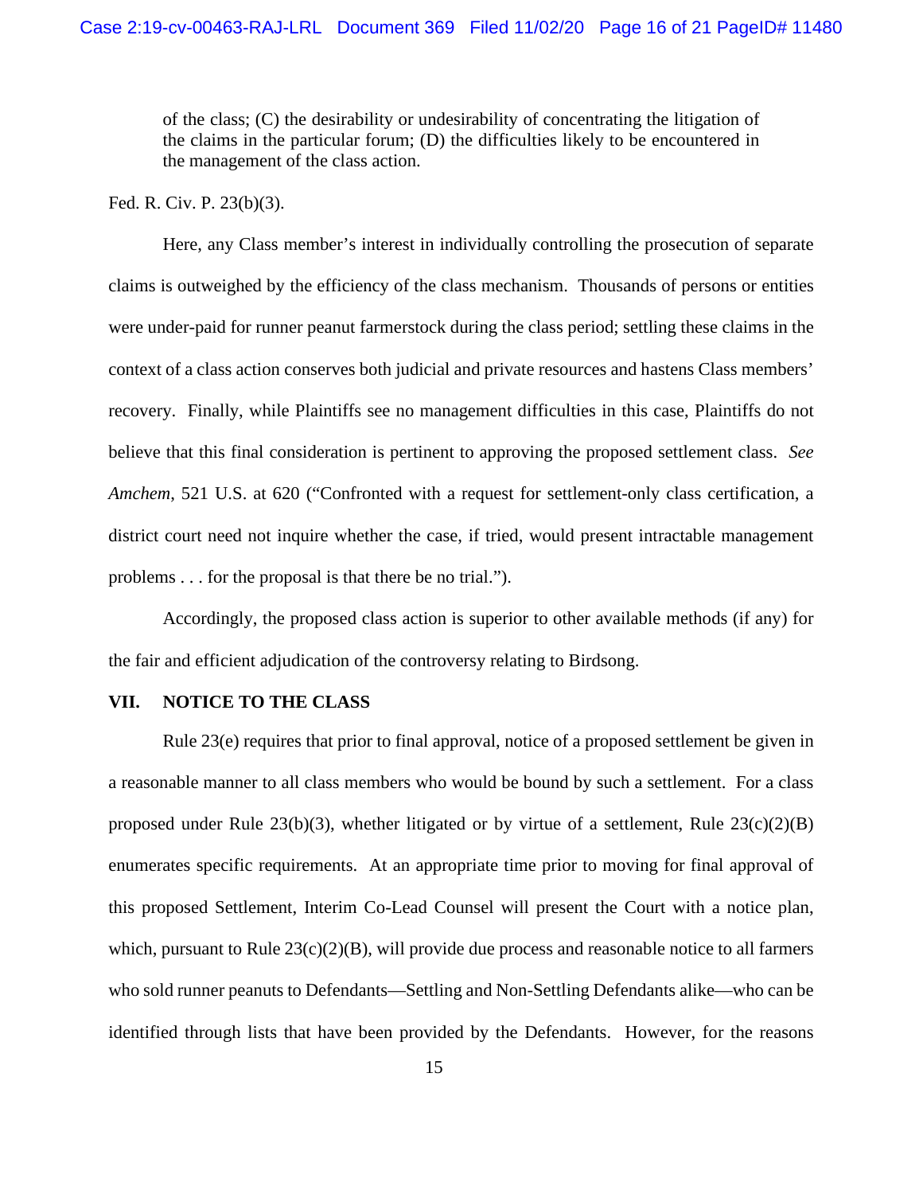> of the class; (C) the desirability or undesirability of concentrating the litigation of the claims in the particular forum; (D) the difficulties likely to be encountered in the management of the class action.

Fed. R. Civ. P. 23(b)(3).

Here, any Class member's interest in individually controlling the prosecution of separate claims is outweighed by the efficiency of the class mechanism. Thousands of persons or entities were under-paid for runner peanut farmerstock during the class period; settling these claims in the context of a class action conserves both judicial and private resources and hastens Class members' recovery. Finally, while Plaintiffs see no management difficulties in this case, Plaintiffs do not believe that this final consideration is pertinent to approving the proposed settlement class. *See Amchem*, 521 U.S. at 620 ("Confronted with a request for settlement-only class certification, a district court need not inquire whether the case, if tried, would present intractable management problems . . . for the proposal is that there be no trial.").

Accordingly, the proposed class action is superior to other available methods (if any) for the fair and efficient adjudication of the controversy relating to Birdsong.

## VII. NOTICE TO THE CLASS

Rule 23(e) requires that prior to final approval, notice of a proposed settlement be given in a reasonable manner to all class members who would be bound by such a settlement. For a class proposed under Rule 23(b)(3), whether litigated or by virtue of a settlement, Rule 23(c)(2)(B) enumerates specific requirements. At an appropriate time prior to moving for final approval of this proposed Settlement, Interim Co-Lead Counsel will present the Court with a notice plan, which, pursuant to Rule 23(c)(2)(B), will provide due process and reasonable notice to all farmers who sold runner peanuts to Defendants—Settling and Non-Settling Defendants alike—who can be identified through lists that have been provided by the Defendants. However, for the reasons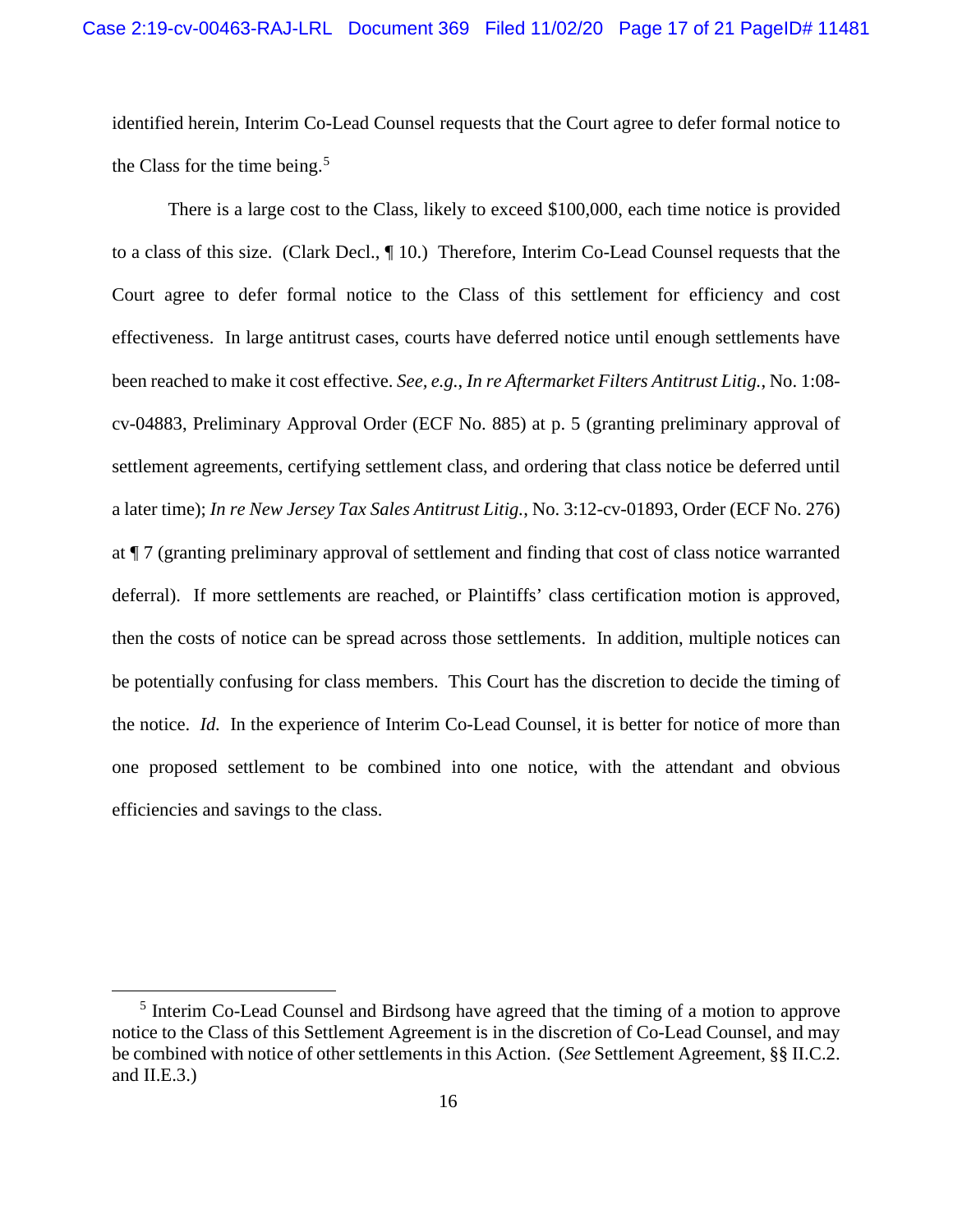identified herein, Interim Co-Lead Counsel requests that the Court agree to defer formal notice to the Class for the time being.[5]

There is a large cost to the Class, likely to exceed $100,000, each time notice is provided to a class of this size. (Clark Decl., ¶ 10.) Therefore, Interim Co-Lead Counsel requests that the Court agree to defer formal notice to the Class of this settlement for efficiency and cost effectiveness. In large antitrust cases, courts have deferred notice until enough settlements have been reached to make it cost effective. *See, e.g.*, *In re Aftermarket Filters Antitrust Litig.*, No. 1:08-cv-04883, Preliminary Approval Order (ECF No. 885) at p. 5 (granting preliminary approval of settlement agreements, certifying settlement class, and ordering that class notice be deferred until a later time); *In re New Jersey Tax Sales Antitrust Litig.*, No. 3:12-cv-01893, Order (ECF No. 276) at ¶ 7 (granting preliminary approval of settlement and finding that cost of class notice warranted deferral). If more settlements are reached, or Plaintiffs' class certification motion is approved, then the costs of notice can be spread across those settlements. In addition, multiple notices can be potentially confusing for class members. This Court has the discretion to decide the timing of the notice. *Id.* In the experience of Interim Co-Lead Counsel, it is better for notice of more than one proposed settlement to be combined into one notice, with the attendant and obvious efficiencies and savings to the class.

---

[5] Interim Co-Lead Counsel and Birdsong have agreed that the timing of a motion to approve notice to the Class of this Settlement Agreement is in the discretion of Co-Lead Counsel, and may be combined with notice of other settlements in this Action. (*See* Settlement Agreement, §§ II.C.2. and II.E.3.)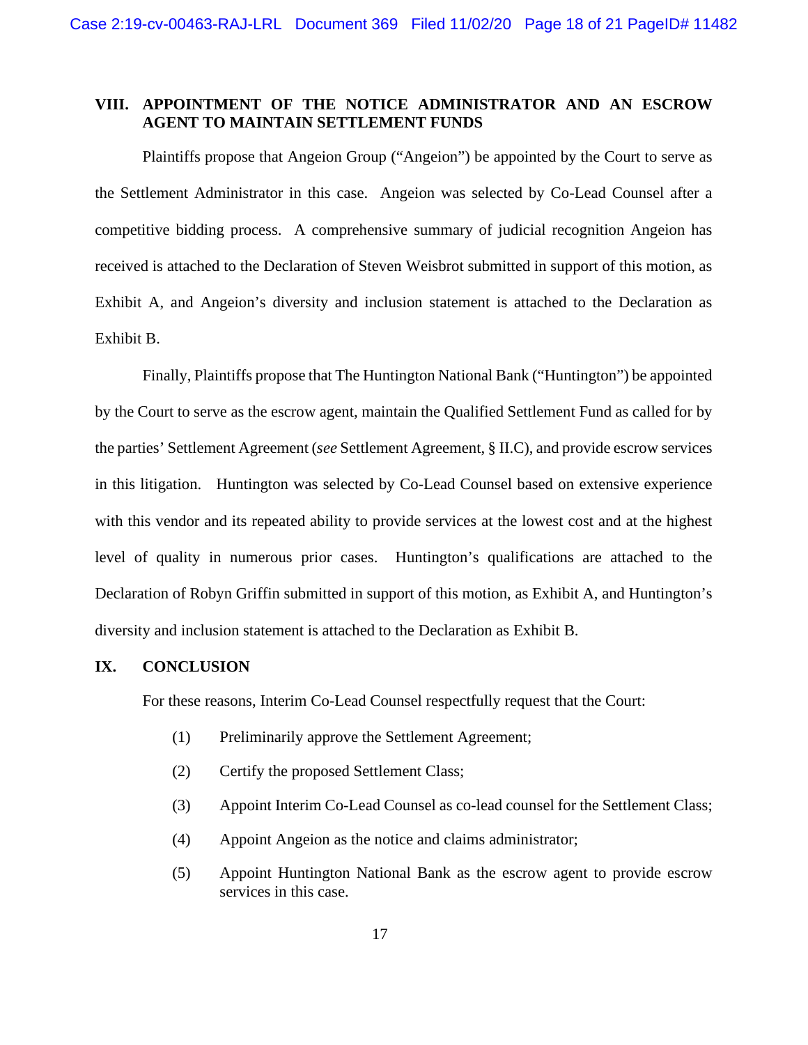## VIII. APPOINTMENT OF THE NOTICE ADMINISTRATOR AND AN ESCROW AGENT TO MAINTAIN SETTLEMENT FUNDS

Plaintiffs propose that Angeion Group ("Angeion") be appointed by the Court to serve as the Settlement Administrator in this case. Angeion was selected by Co-Lead Counsel after a competitive bidding process. A comprehensive summary of judicial recognition Angeion has received is attached to the Declaration of Steven Weisbrot submitted in support of this motion, as Exhibit A, and Angeion's diversity and inclusion statement is attached to the Declaration as Exhibit B.

Finally, Plaintiffs propose that The Huntington National Bank ("Huntington") be appointed by the Court to serve as the escrow agent, maintain the Qualified Settlement Fund as called for by the parties' Settlement Agreement (*see* Settlement Agreement, § II.C), and provide escrow services in this litigation. Huntington was selected by Co-Lead Counsel based on extensive experience with this vendor and its repeated ability to provide services at the lowest cost and at the highest level of quality in numerous prior cases. Huntington's qualifications are attached to the Declaration of Robyn Griffin submitted in support of this motion, as Exhibit A, and Huntington's diversity and inclusion statement is attached to the Declaration as Exhibit B.

## IX. CONCLUSION

For these reasons, Interim Co-Lead Counsel respectfully request that the Court:

(1) Preliminarily approve the Settlement Agreement;

(2) Certify the proposed Settlement Class;

(3) Appoint Interim Co-Lead Counsel as co-lead counsel for the Settlement Class;

(4) Appoint Angeion as the notice and claims administrator;

(5) Appoint Huntington National Bank as the escrow agent to provide escrow services in this case.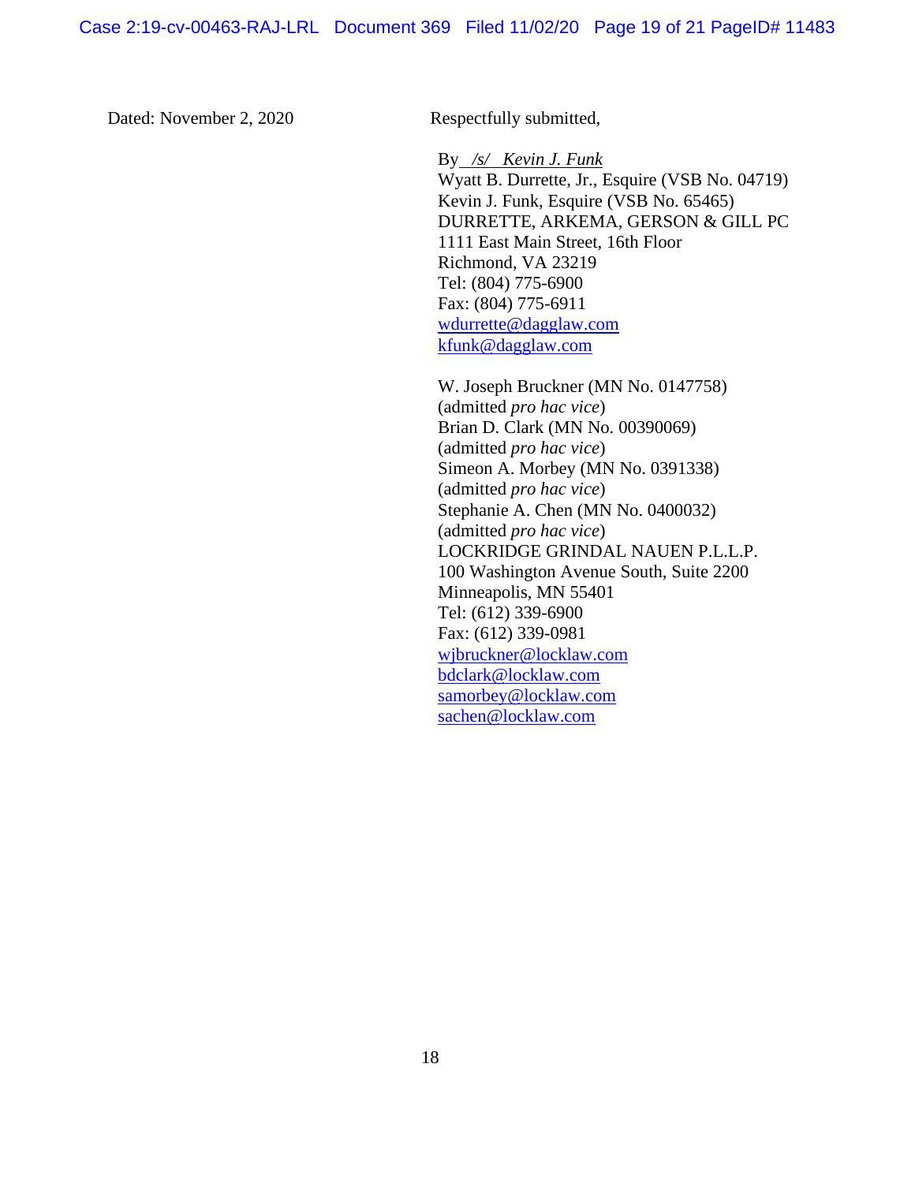Dated: November 2, 2020

Respectfully submitted,

By */s/ Kevin J. Funk*
Wyatt B. Durrette, Jr., Esquire (VSB No. 04719)
Kevin J. Funk, Esquire (VSB No. 65465)
DURRETTE, ARKEMA, GERSON & GILL PC
1111 East Main Street, 16th Floor
Richmond, VA 23219
Tel: (804) 775-6900
Fax: (804) 775-6911
wdurrette@dagglaw.com
kfunk@dagglaw.com

W. Joseph Bruckner (MN No. 0147758)
(admitted *pro hac vice*)
Brian D. Clark (MN No. 00390069)
(admitted *pro hac vice*)
Simeon A. Morbey (MN No. 0391338)
(admitted *pro hac vice*)
Stephanie A. Chen (MN No. 0400032)
(admitted *pro hac vice*)
LOCKRIDGE GRINDAL NAUEN P.L.L.P.
100 Washington Avenue South, Suite 2200
Minneapolis, MN 55401
Tel: (612) 339-6900
Fax: (612) 339-0981
wjbruckner@locklaw.com
bdclark@locklaw.com
samorbey@locklaw.com
sachen@locklaw.com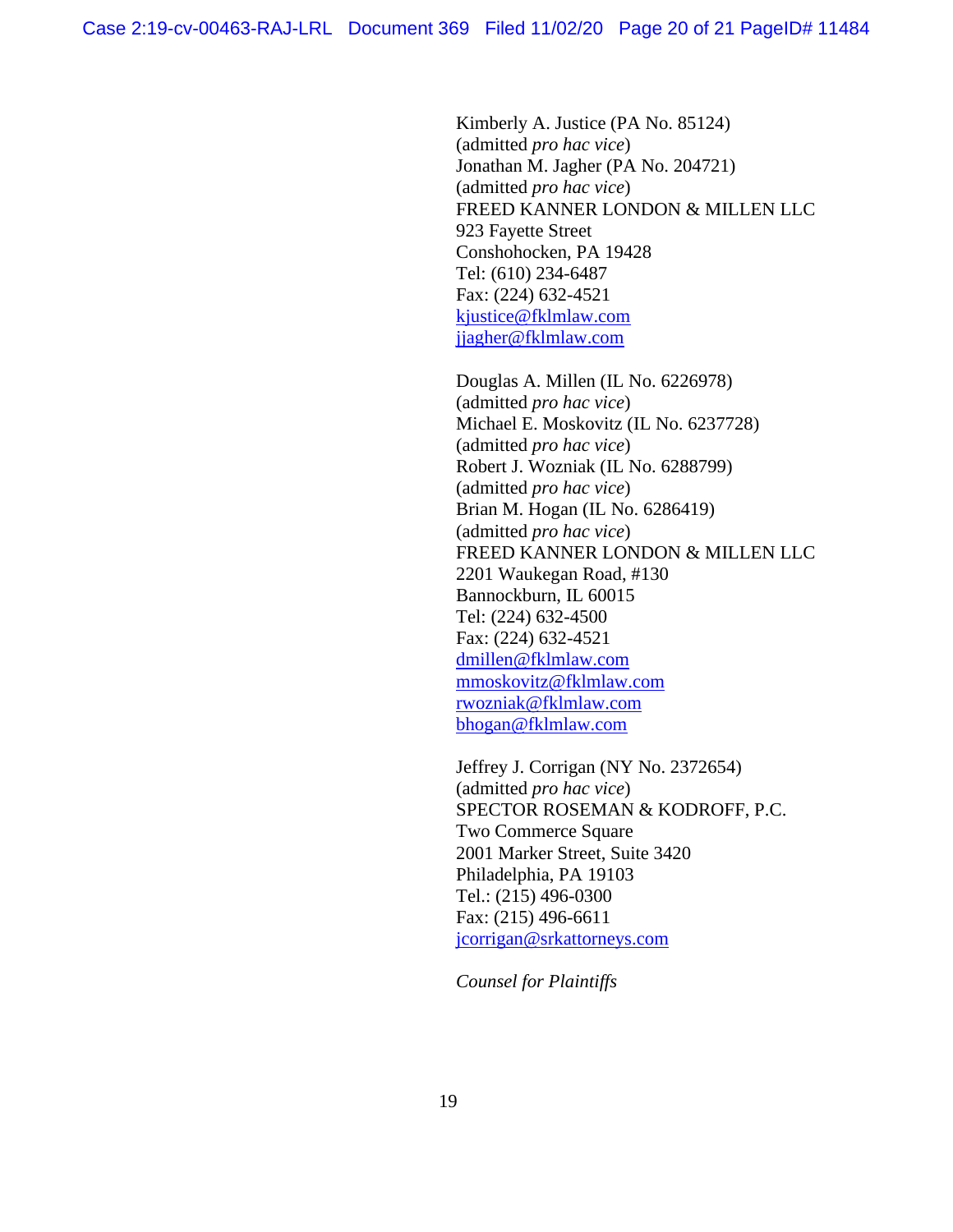Kimberly A. Justice (PA No. 85124)
(admitted *pro hac vice*)
Jonathan M. Jagher (PA No. 204721)
(admitted *pro hac vice*)
FREED KANNER LONDON & MILLEN LLC
923 Fayette Street
Conshohocken, PA 19428
Tel: (610) 234-6487
Fax: (224) 632-4521
kjustice@fklmlaw.com
jjagher@fklmlaw.com

Douglas A. Millen (IL No. 6226978)
(admitted *pro hac vice*)
Michael E. Moskovitz (IL No. 6237728)
(admitted *pro hac vice*)
Robert J. Wozniak (IL No. 6288799)
(admitted *pro hac vice*)
Brian M. Hogan (IL No. 6286419)
(admitted *pro hac vice*)
FREED KANNER LONDON & MILLEN LLC
2201 Waukegan Road, #130
Bannockburn, IL 60015
Tel: (224) 632-4500
Fax: (224) 632-4521
dmillen@fklmlaw.com
mmoskovitz@fklmlaw.com
rwozniak@fklmlaw.com
bhogan@fklmlaw.com

Jeffrey J. Corrigan (NY No. 2372654)
(admitted *pro hac vice*)
SPECTOR ROSEMAN & KODROFF, P.C.
Two Commerce Square
2001 Marker Street, Suite 3420
Philadelphia, PA 19103
Tel.: (215) 496-0300
Fax: (215) 496-6611
jcorrigan@srkattorneys.com

*Counsel for Plaintiffs*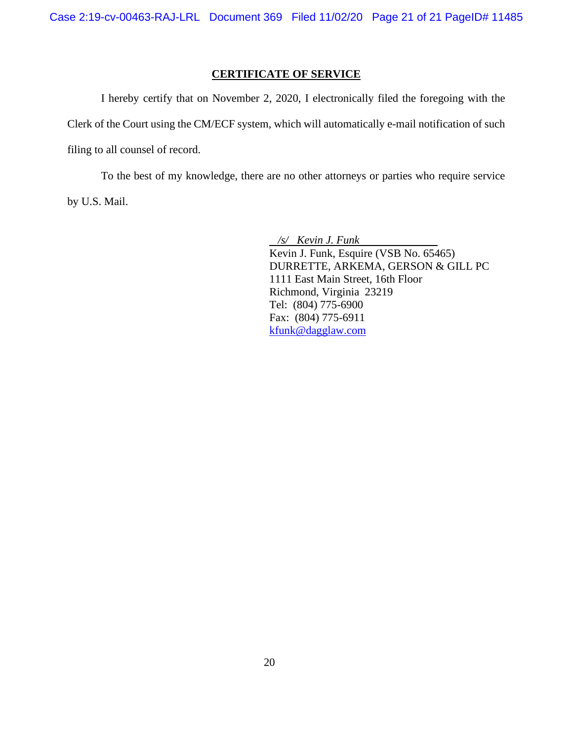## CERTIFICATE OF SERVICE

I hereby certify that on November 2, 2020, I electronically filed the foregoing with the Clerk of the Court using the CM/ECF system, which will automatically e-mail notification of such filing to all counsel of record.

To the best of my knowledge, there are no other attorneys or parties who require service by U.S. Mail.

*/s/ Kevin J. Funk*
Kevin J. Funk, Esquire (VSB No. 65465)
DURRETTE, ARKEMA, GERSON & GILL PC
1111 East Main Street, 16th Floor
Richmond, Virginia 23219
Tel: (804) 775-6900
Fax: (804) 775-6911
kfunk@dagglaw.com